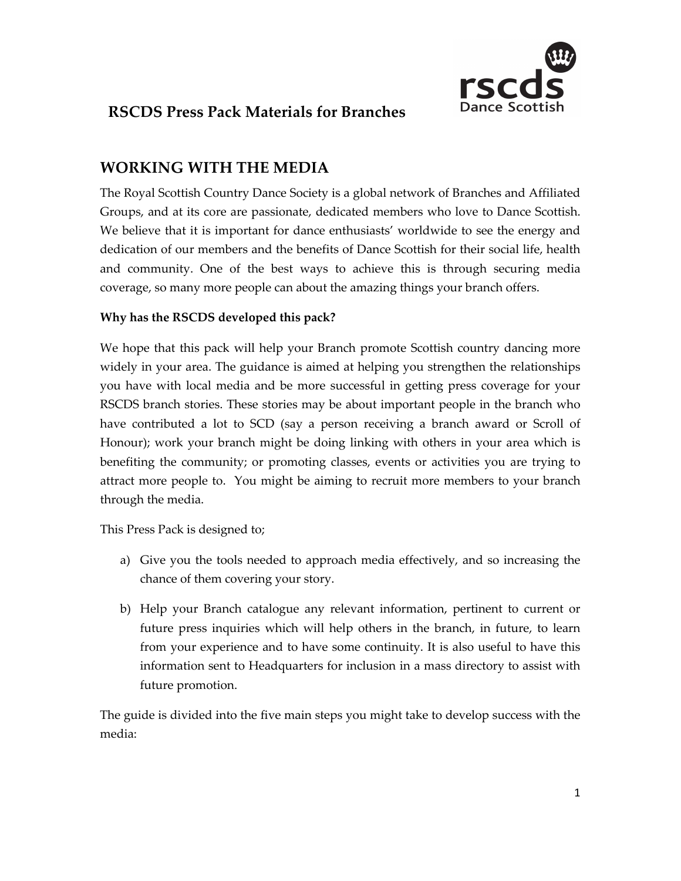# RSCDS Press Pack Materials for Branches

rscds
Dance Scottish

## WORKING WITH THE MEDIA

The Royal Scottish Country Dance Society is a global network of Branches and Affiliated Groups, and at its core are passionate, dedicated members who love to Dance Scottish. We believe that it is important for dance enthusiasts' worldwide to see the energy and dedication of our members and the benefits of Dance Scottish for their social life, health and community. One of the best ways to achieve this is through securing media coverage, so many more people can about the amazing things your branch offers.

**Why has the RSCDS developed this pack?**

We hope that this pack will help your Branch promote Scottish country dancing more widely in your area. The guidance is aimed at helping you strengthen the relationships you have with local media and be more successful in getting press coverage for your RSCDS branch stories. These stories may be about important people in the branch who have contributed a lot to SCD (say a person receiving a branch award or Scroll of Honour); work your branch might be doing linking with others in your area which is benefiting the community; or promoting classes, events or activities you are trying to attract more people to. You might be aiming to recruit more members to your branch through the media.

This Press Pack is designed to;

a) Give you the tools needed to approach media effectively, and so increasing the chance of them covering your story.

b) Help your Branch catalogue any relevant information, pertinent to current or future press inquiries which will help others in the branch, in future, to learn from your experience and to have some continuity. It is also useful to have this information sent to Headquarters for inclusion in a mass directory to assist with future promotion.

The guide is divided into the five main steps you might take to develop success with the media: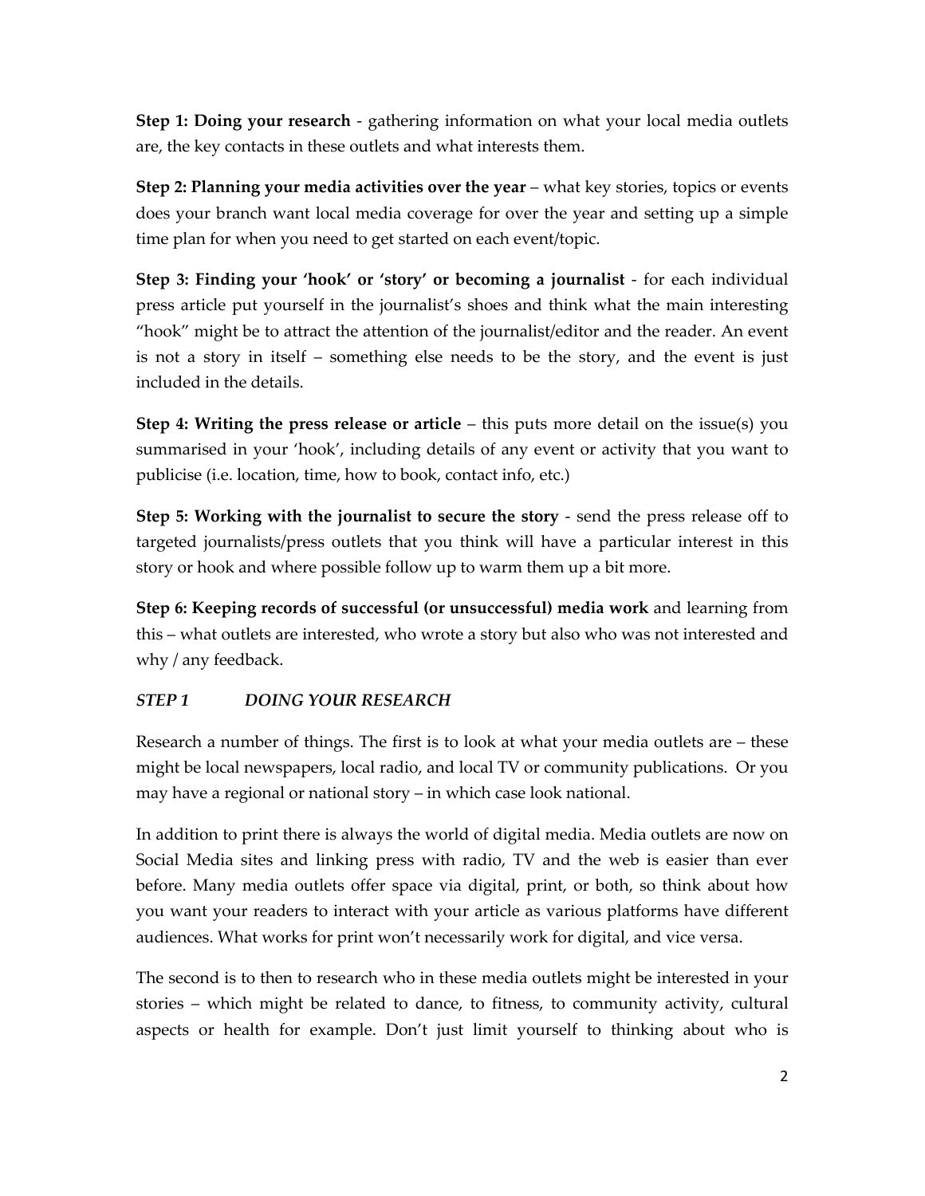**Step 1: Doing your research** - gathering information on what your local media outlets are, the key contacts in these outlets and what interests them.

**Step 2: Planning your media activities over the year** – what key stories, topics or events does your branch want local media coverage for over the year and setting up a simple time plan for when you need to get started on each event/topic.

**Step 3: Finding your 'hook' or 'story' or becoming a journalist** - for each individual press article put yourself in the journalist's shoes and think what the main interesting "hook" might be to attract the attention of the journalist/editor and the reader. An event is not a story in itself – something else needs to be the story, and the event is just included in the details.

**Step 4: Writing the press release or article** – this puts more detail on the issue(s) you summarised in your 'hook', including details of any event or activity that you want to publicise (i.e. location, time, how to book, contact info, etc.)

**Step 5: Working with the journalist to secure the story** - send the press release off to targeted journalists/press outlets that you think will have a particular interest in this story or hook and where possible follow up to warm them up a bit more.

**Step 6: Keeping records of successful (or unsuccessful) media work** and learning from this – what outlets are interested, who wrote a story but also who was not interested and why / any feedback.

### *STEP 1 DOING YOUR RESEARCH*

Research a number of things. The first is to look at what your media outlets are – these might be local newspapers, local radio, and local TV or community publications. Or you may have a regional or national story – in which case look national.

In addition to print there is always the world of digital media. Media outlets are now on Social Media sites and linking press with radio, TV and the web is easier than ever before. Many media outlets offer space via digital, print, or both, so think about how you want your readers to interact with your article as various platforms have different audiences. What works for print won't necessarily work for digital, and vice versa.

The second is to then to research who in these media outlets might be interested in your stories – which might be related to dance, to fitness, to community activity, cultural aspects or health for example. Don't just limit yourself to thinking about who is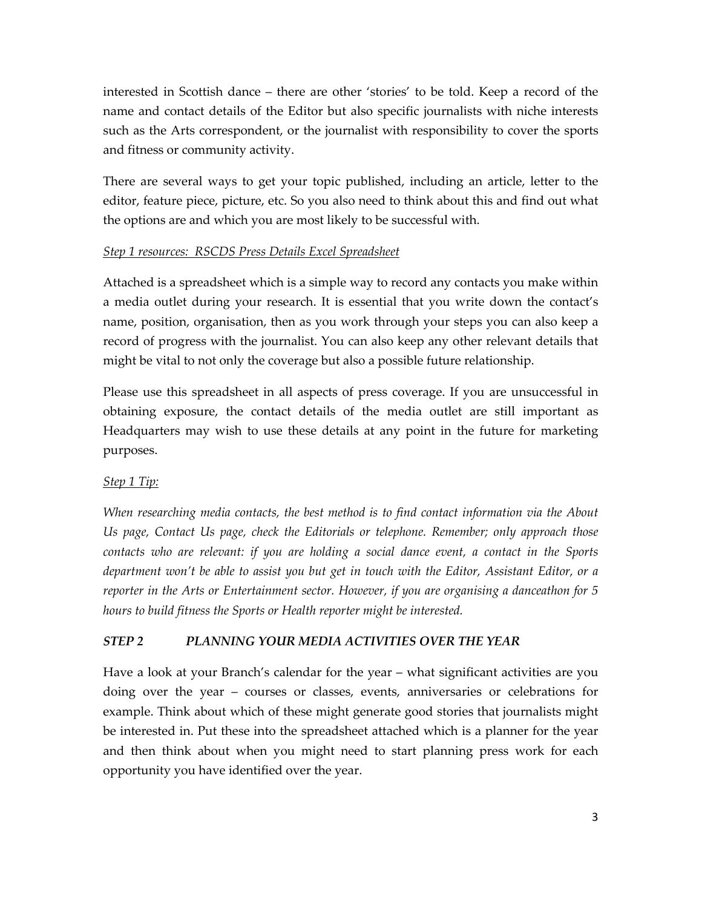interested in Scottish dance – there are other 'stories' to be told. Keep a record of the name and contact details of the Editor but also specific journalists with niche interests such as the Arts correspondent, or the journalist with responsibility to cover the sports and fitness or community activity.

There are several ways to get your topic published, including an article, letter to the editor, feature piece, picture, etc. So you also need to think about this and find out what the options are and which you are most likely to be successful with.

*Step 1 resources: RSCDS Press Details Excel Spreadsheet*

Attached is a spreadsheet which is a simple way to record any contacts you make within a media outlet during your research. It is essential that you write down the contact's name, position, organisation, then as you work through your steps you can also keep a record of progress with the journalist. You can also keep any other relevant details that might be vital to not only the coverage but also a possible future relationship.

Please use this spreadsheet in all aspects of press coverage. If you are unsuccessful in obtaining exposure, the contact details of the media outlet are still important as Headquarters may wish to use these details at any point in the future for marketing purposes.

*Step 1 Tip:*

*When researching media contacts, the best method is to find contact information via the About Us page, Contact Us page, check the Editorials or telephone. Remember; only approach those contacts who are relevant: if you are holding a social dance event, a contact in the Sports department won't be able to assist you but get in touch with the Editor, Assistant Editor, or a reporter in the Arts or Entertainment sector. However, if you are organising a danceathon for 5 hours to build fitness the Sports or Health reporter might be interested.*

### *STEP 2 PLANNING YOUR MEDIA ACTIVITIES OVER THE YEAR*

Have a look at your Branch's calendar for the year – what significant activities are you doing over the year – courses or classes, events, anniversaries or celebrations for example. Think about which of these might generate good stories that journalists might be interested in. Put these into the spreadsheet attached which is a planner for the year and then think about when you might need to start planning press work for each opportunity you have identified over the year.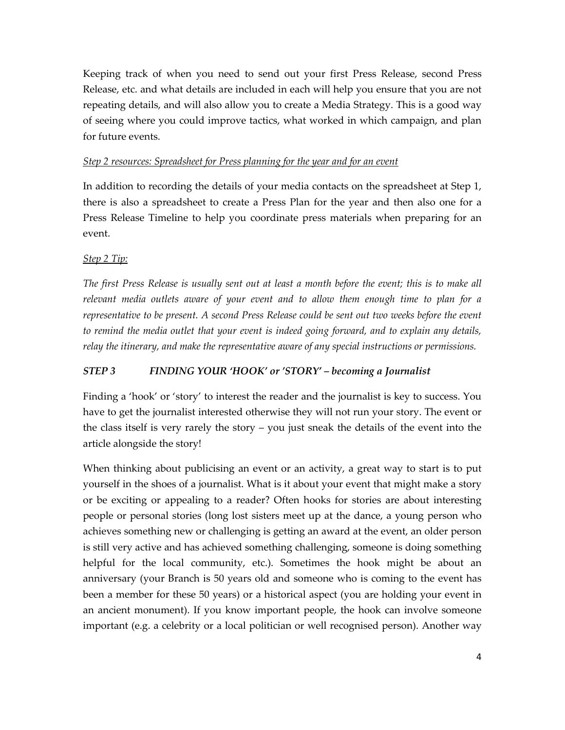Keeping track of when you need to send out your first Press Release, second Press Release, etc. and what details are included in each will help you ensure that you are not repeating details, and will also allow you to create a Media Strategy. This is a good way of seeing where you could improve tactics, what worked in which campaign, and plan for future events.

*Step 2 resources: Spreadsheet for Press planning for the year and for an event*

In addition to recording the details of your media contacts on the spreadsheet at Step 1, there is also a spreadsheet to create a Press Plan for the year and then also one for a Press Release Timeline to help you coordinate press materials when preparing for an event.

*Step 2 Tip:*

*The first Press Release is usually sent out at least a month before the event; this is to make all relevant media outlets aware of your event and to allow them enough time to plan for a representative to be present. A second Press Release could be sent out two weeks before the event to remind the media outlet that your event is indeed going forward, and to explain any details, relay the itinerary, and make the representative aware of any special instructions or permissions.*

### *STEP 3 FINDING YOUR 'HOOK' or 'STORY' – becoming a Journalist*

Finding a 'hook' or 'story' to interest the reader and the journalist is key to success. You have to get the journalist interested otherwise they will not run your story. The event or the class itself is very rarely the story – you just sneak the details of the event into the article alongside the story!

When thinking about publicising an event or an activity, a great way to start is to put yourself in the shoes of a journalist. What is it about your event that might make a story or be exciting or appealing to a reader? Often hooks for stories are about interesting people or personal stories (long lost sisters meet up at the dance, a young person who achieves something new or challenging is getting an award at the event, an older person is still very active and has achieved something challenging, someone is doing something helpful for the local community, etc.). Sometimes the hook might be about an anniversary (your Branch is 50 years old and someone who is coming to the event has been a member for these 50 years) or a historical aspect (you are holding your event in an ancient monument). If you know important people, the hook can involve someone important (e.g. a celebrity or a local politician or well recognised person). Another way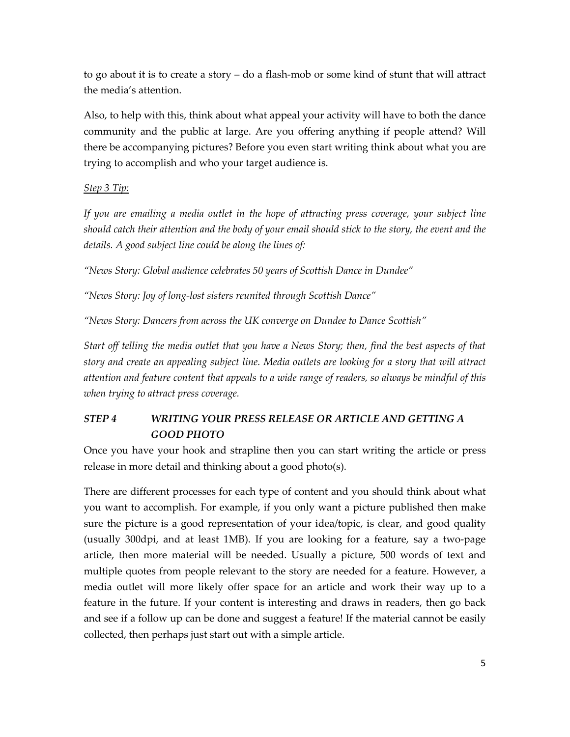to go about it is to create a story – do a flash-mob or some kind of stunt that will attract the media's attention.

Also, to help with this, think about what appeal your activity will have to both the dance community and the public at large. Are you offering anything if people attend? Will there be accompanying pictures? Before you even start writing think about what you are trying to accomplish and who your target audience is.

*Step 3 Tip:*

*If you are emailing a media outlet in the hope of attracting press coverage, your subject line should catch their attention and the body of your email should stick to the story, the event and the details. A good subject line could be along the lines of:*

*"News Story: Global audience celebrates 50 years of Scottish Dance in Dundee"*

*"News Story: Joy of long-lost sisters reunited through Scottish Dance"*

*"News Story: Dancers from across the UK converge on Dundee to Dance Scottish"*

*Start off telling the media outlet that you have a News Story; then, find the best aspects of that story and create an appealing subject line. Media outlets are looking for a story that will attract attention and feature content that appeals to a wide range of readers, so always be mindful of this when trying to attract press coverage.*

### *STEP 4 WRITING YOUR PRESS RELEASE OR ARTICLE AND GETTING A GOOD PHOTO*

Once you have your hook and strapline then you can start writing the article or press release in more detail and thinking about a good photo(s).

There are different processes for each type of content and you should think about what you want to accomplish. For example, if you only want a picture published then make sure the picture is a good representation of your idea/topic, is clear, and good quality (usually 300dpi, and at least 1MB). If you are looking for a feature, say a two-page article, then more material will be needed. Usually a picture, 500 words of text and multiple quotes from people relevant to the story are needed for a feature. However, a media outlet will more likely offer space for an article and work their way up to a feature in the future. If your content is interesting and draws in readers, then go back and see if a follow up can be done and suggest a feature! If the material cannot be easily collected, then perhaps just start out with a simple article.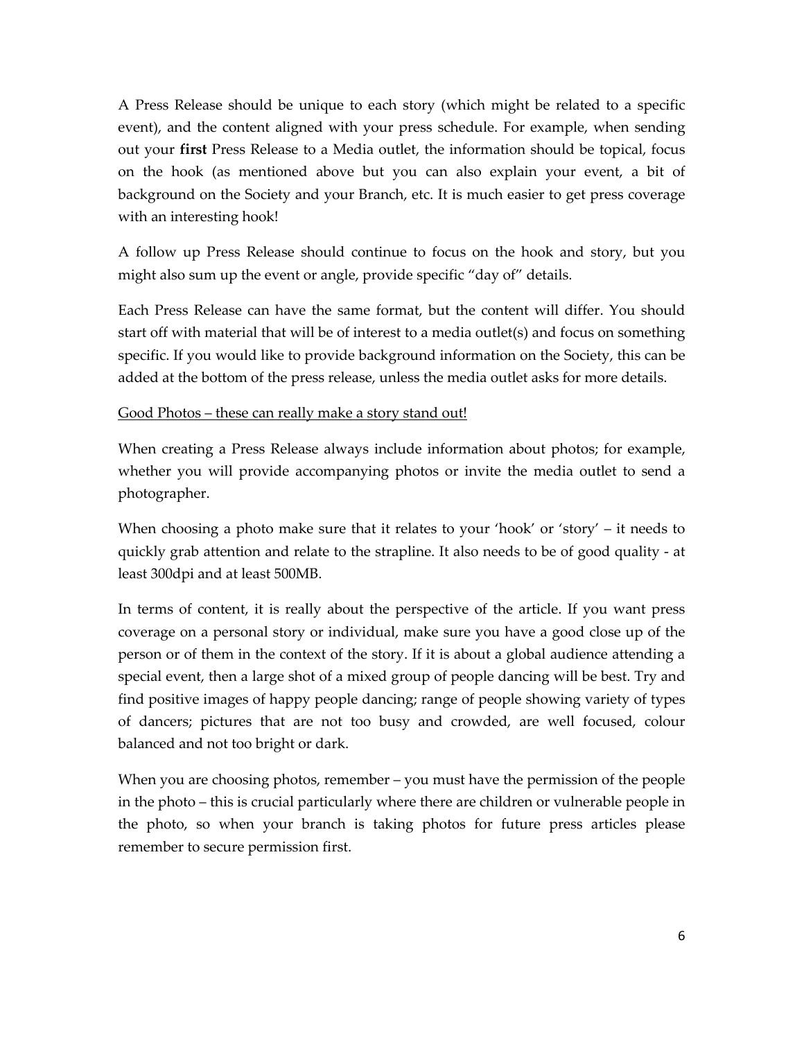A Press Release should be unique to each story (which might be related to a specific event), and the content aligned with your press schedule. For example, when sending out your **first** Press Release to a Media outlet, the information should be topical, focus on the hook (as mentioned above but you can also explain your event, a bit of background on the Society and your Branch, etc. It is much easier to get press coverage with an interesting hook!

A follow up Press Release should continue to focus on the hook and story, but you might also sum up the event or angle, provide specific "day of" details.

Each Press Release can have the same format, but the content will differ. You should start off with material that will be of interest to a media outlet(s) and focus on something specific. If you would like to provide background information on the Society, this can be added at the bottom of the press release, unless the media outlet asks for more details.

<u>Good Photos – these can really make a story stand out!</u>

When creating a Press Release always include information about photos; for example, whether you will provide accompanying photos or invite the media outlet to send a photographer.

When choosing a photo make sure that it relates to your 'hook' or 'story' – it needs to quickly grab attention and relate to the strapline. It also needs to be of good quality - at least 300dpi and at least 500MB.

In terms of content, it is really about the perspective of the article. If you want press coverage on a personal story or individual, make sure you have a good close up of the person or of them in the context of the story. If it is about a global audience attending a special event, then a large shot of a mixed group of people dancing will be best. Try and find positive images of happy people dancing; range of people showing variety of types of dancers; pictures that are not too busy and crowded, are well focused, colour balanced and not too bright or dark.

When you are choosing photos, remember – you must have the permission of the people in the photo – this is crucial particularly where there are children or vulnerable people in the photo, so when your branch is taking photos for future press articles please remember to secure permission first.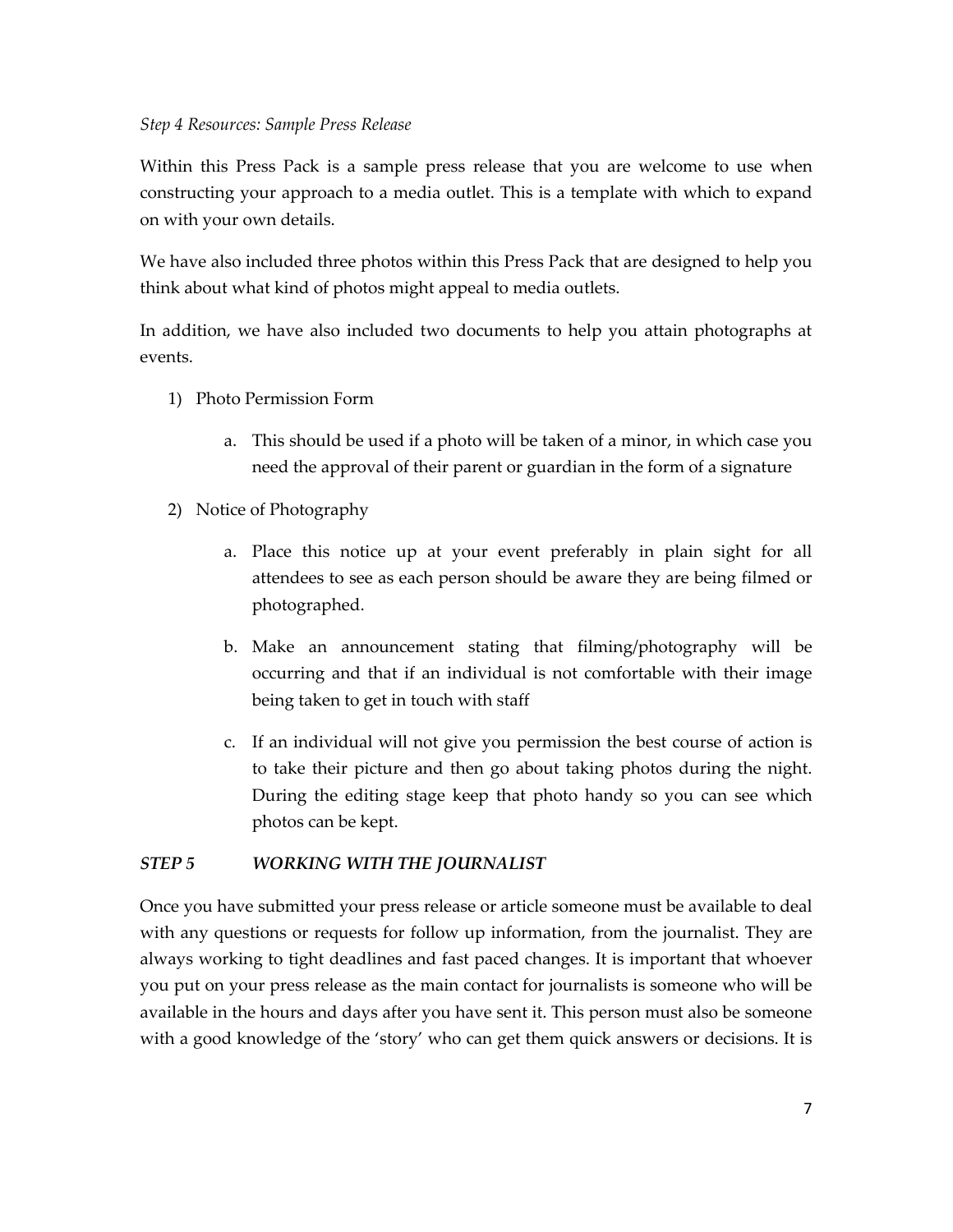*Step 4 Resources: Sample Press Release*

Within this Press Pack is a sample press release that you are welcome to use when constructing your approach to a media outlet. This is a template with which to expand on with your own details.

We have also included three photos within this Press Pack that are designed to help you think about what kind of photos might appeal to media outlets.

In addition, we have also included two documents to help you attain photographs at events.

1) Photo Permission Form
    a. This should be used if a photo will be taken of a minor, in which case you need the approval of their parent or guardian in the form of a signature
2) Notice of Photography
    a. Place this notice up at your event preferably in plain sight for all attendees to see as each person should be aware they are being filmed or photographed.
    b. Make an announcement stating that filming/photography will be occurring and that if an individual is not comfortable with their image being taken to get in touch with staff
    c. If an individual will not give you permission the best course of action is to take their picture and then go about taking photos during the night. During the editing stage keep that photo handy so you can see which photos can be kept.

### *STEP 5 WORKING WITH THE JOURNALIST*

Once you have submitted your press release or article someone must be available to deal with any questions or requests for follow up information, from the journalist. They are always working to tight deadlines and fast paced changes. It is important that whoever you put on your press release as the main contact for journalists is someone who will be available in the hours and days after you have sent it. This person must also be someone with a good knowledge of the 'story' who can get them quick answers or decisions. It is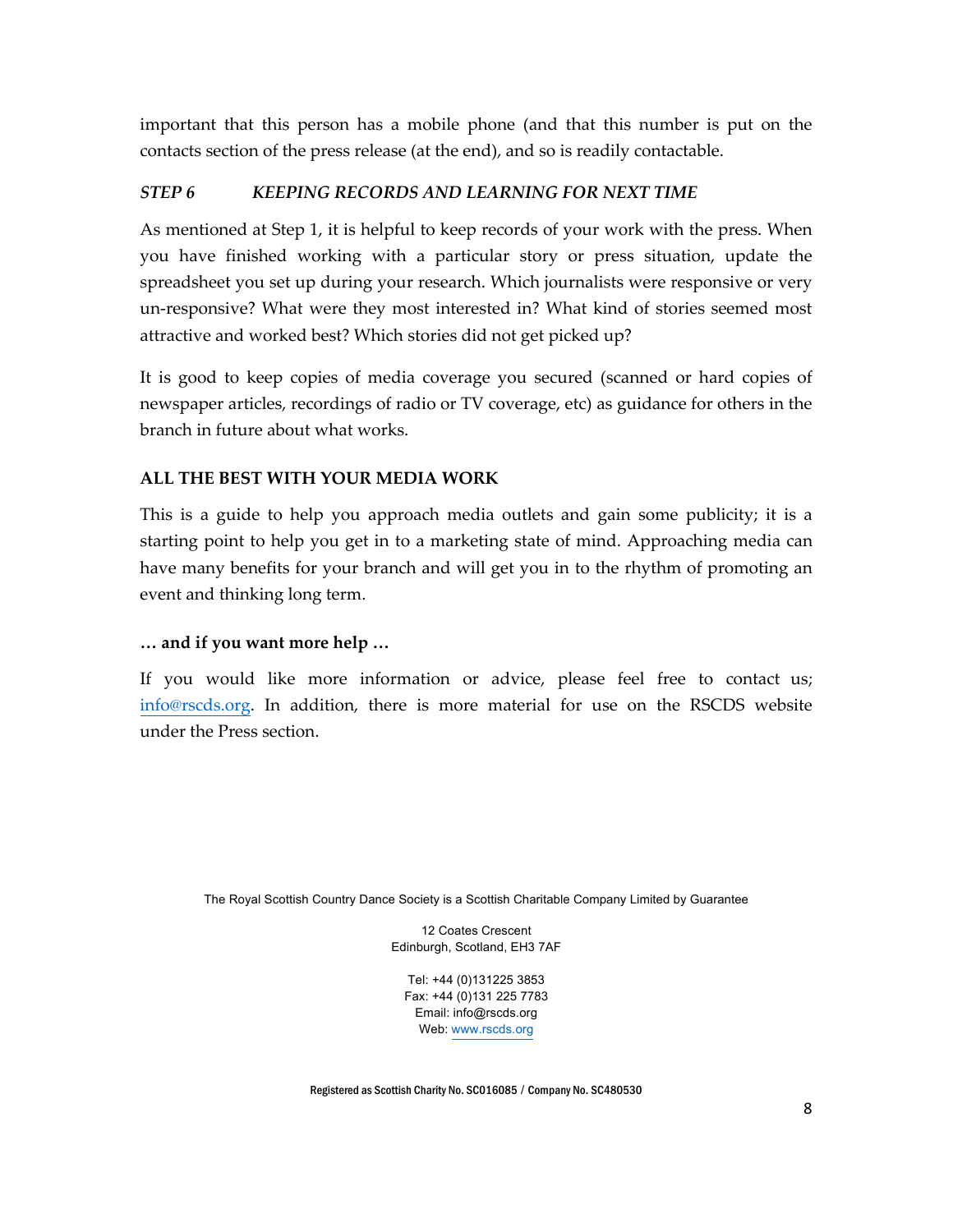important that this person has a mobile phone (and that this number is put on the contacts section of the press release (at the end), and so is readily contactable.

### *STEP 6 KEEPING RECORDS AND LEARNING FOR NEXT TIME*

As mentioned at Step 1, it is helpful to keep records of your work with the press. When you have finished working with a particular story or press situation, update the spreadsheet you set up during your research. Which journalists were responsive or very un-responsive? What were they most interested in? What kind of stories seemed most attractive and worked best? Which stories did not get picked up?

It is good to keep copies of media coverage you secured (scanned or hard copies of newspaper articles, recordings of radio or TV coverage, etc) as guidance for others in the branch in future about what works.

### ALL THE BEST WITH YOUR MEDIA WORK

This is a guide to help you approach media outlets and gain some publicity; it is a starting point to help you get in to a marketing state of mind. Approaching media can have many benefits for your branch and will get you in to the rhythm of promoting an event and thinking long term.

**… and if you want more help …**

If you would like more information or advice, please feel free to contact us; info@rscds.org. In addition, there is more material for use on the RSCDS website under the Press section.

The Royal Scottish Country Dance Society is a Scottish Charitable Company Limited by Guarantee

12 Coates Crescent
Edinburgh, Scotland, EH3 7AF

Tel: +44 (0)131225 3853
Fax: +44 (0)131 225 7783
Email: info@rscds.org
Web: www.rscds.org

Registered as Scottish Charity No. SC016085 / Company No. SC480530